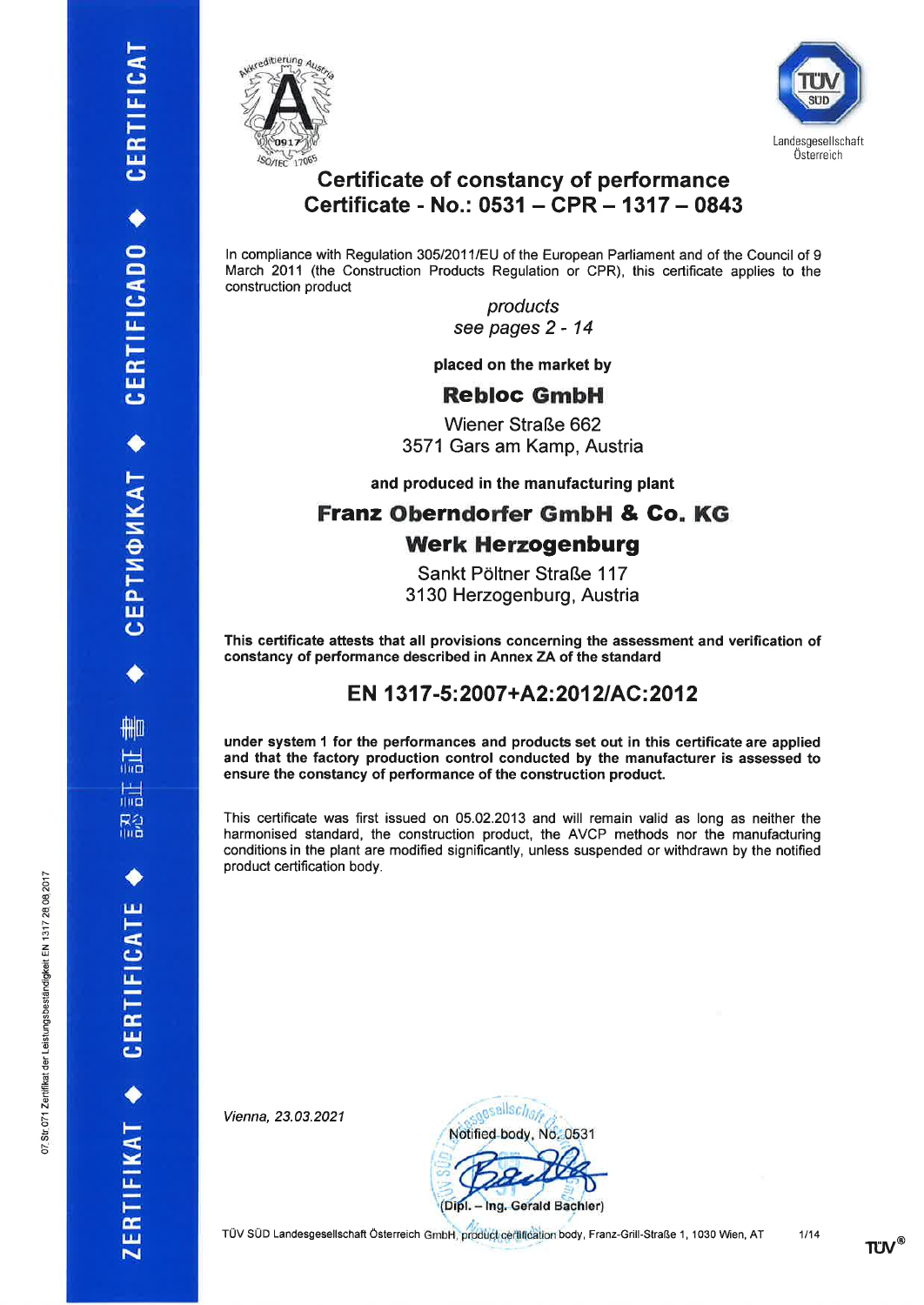# Certificate of constancy of performance

## Certificate - No.: 0531 – CPR – 1317 – 0843

In compliance with Regulation 305/2011/EU of the European Parliament and of the Council of 9 March 2011 (the Construction Products Regulation or CPR), this certificate applies to the construction product

*products*
*see pages 2 - 14*

**placed on the market by**

**Rebloc GmbH**

Wiener Straße 662
3571 Gars am Kamp, Austria

**and produced in the manufacturing plant**

**Franz Oberndorfer GmbH & Co. KG**
**Werk Herzogenburg**

Sankt Pöltner Straße 117
3130 Herzogenburg, Austria

**This certificate attests that all provisions concerning the assessment and verification of constancy of performance described in Annex ZA of the standard**

## EN 1317-5:2007+A2:2012/AC:2012

**under system 1 for the performances and products set out in this certificate are applied and that the factory production control conducted by the manufacturer is assessed to ensure the constancy of performance of the construction product.**

This certificate was first issued on 05.02.2013 and will remain valid as long as neither the harmonised standard, the construction product, the AVCP methods nor the manufacturing conditions in the plant are modified significantly, unless suspended or withdrawn by the notified product certification body.

*Vienna, 23.03.2021*

Notified body, No. 0531

(Dipl. – Ing. Gerald Bachler)

TÜV SÜD Landesgesellschaft Österreich GmbH, product certification body, Franz-Grill-Straße 1, 1030 Wien, AT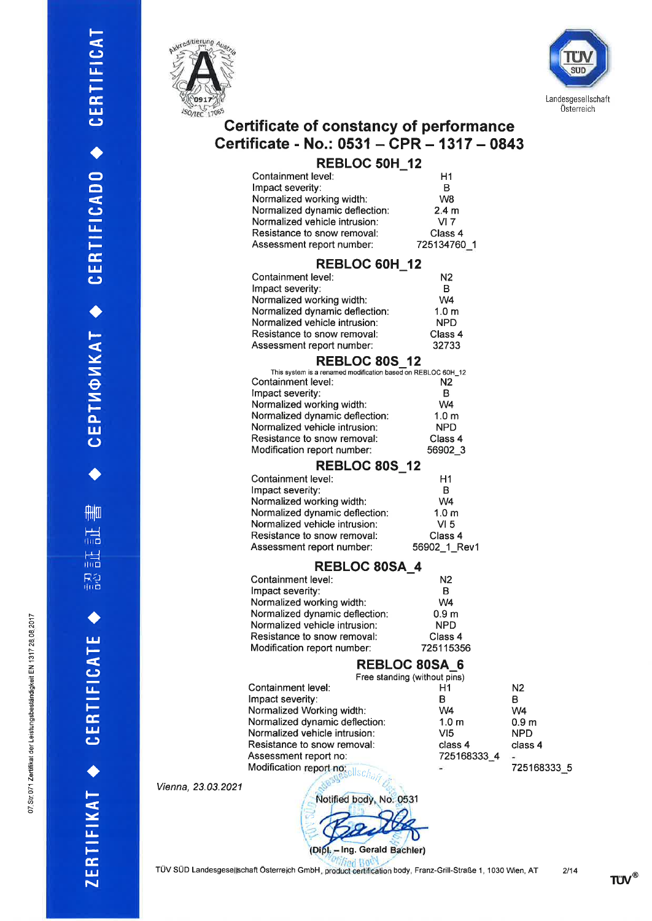# Certificate of constancy of performance

# Certificate - No.: 0531 – CPR – 1317 – 0843

## REBLOC 50H_12

| | |
|---|---|
| Containment level: | H1 |
| Impact severity: | B |
| Normalized working width: | W8 |
| Normalized dynamic deflection: | 2.4 m |
| Normalized vehicle intrusion: | VI 7 |
| Resistance to snow removal: | Class 4 |
| Assessment report number: | 725134760_1 |

## REBLOC 60H_12

| | |
|---|---|
| Containment level: | N2 |
| Impact severity: | B |
| Normalized working width: | W4 |
| Normalized dynamic deflection: | 1.0 m |
| Normalized vehicle intrusion: | NPD |
| Resistance to snow removal: | Class 4 |
| Assessment report number: | 32733 |

## REBLOC 80S_12

This system is a renamed modification based on REBLOC 60H_12

| | |
|---|---|
| Containment level: | N2 |
| Impact severity: | B |
| Normalized working width: | W4 |
| Normalized dynamic deflection: | 1.0 m |
| Normalized vehicle intrusion: | NPD |
| Resistance to snow removal: | Class 4 |
| Modification report number: | 56902_3 |

## REBLOC 80S_12

| | |
|---|---|
| Containment level: | H1 |
| Impact severity: | B |
| Normalized working width: | W4 |
| Normalized dynamic deflection: | 1.0 m |
| Normalized vehicle intrusion: | VI 5 |
| Resistance to snow removal: | Class 4 |
| Assessment report number: | 56902_1_Rev1 |

## REBLOC 80SA_4

| | |
|---|---|
| Containment level: | N2 |
| Impact severity: | B |
| Normalized working width: | W4 |
| Normalized dynamic deflection: | 0.9 m |
| Normalized vehicle intrusion: | NPD |
| Resistance to snow removal: | Class 4 |
| Modification report number: | 725115356 |

## REBLOC 80SA_6

Free standing (without pins)

| | | |
|---|---|---|
| Containment level: | H1 | N2 |
| Impact severity: | B | B |
| Normalized Working width: | W4 | W4 |
| Normalized dynamic deflection: | 1.0 m | 0.9 m |
| Normalized vehicle intrusion: | VI5 | NPD |
| Resistance to snow removal: | class 4 | class 4 |
| Assessment report no: | 725168333_4 | - |
| Modification report no: | - | 725168333_5 |

*Vienna, 23.03.2021*

Notified body, No. 0531

(Dipl. – Ing. Gerald Bachler)

TÜV SÜD Landesgesellschaft Österreich GmbH, product certification body, Franz-Grill-Straße 1, 1030 Wien, AT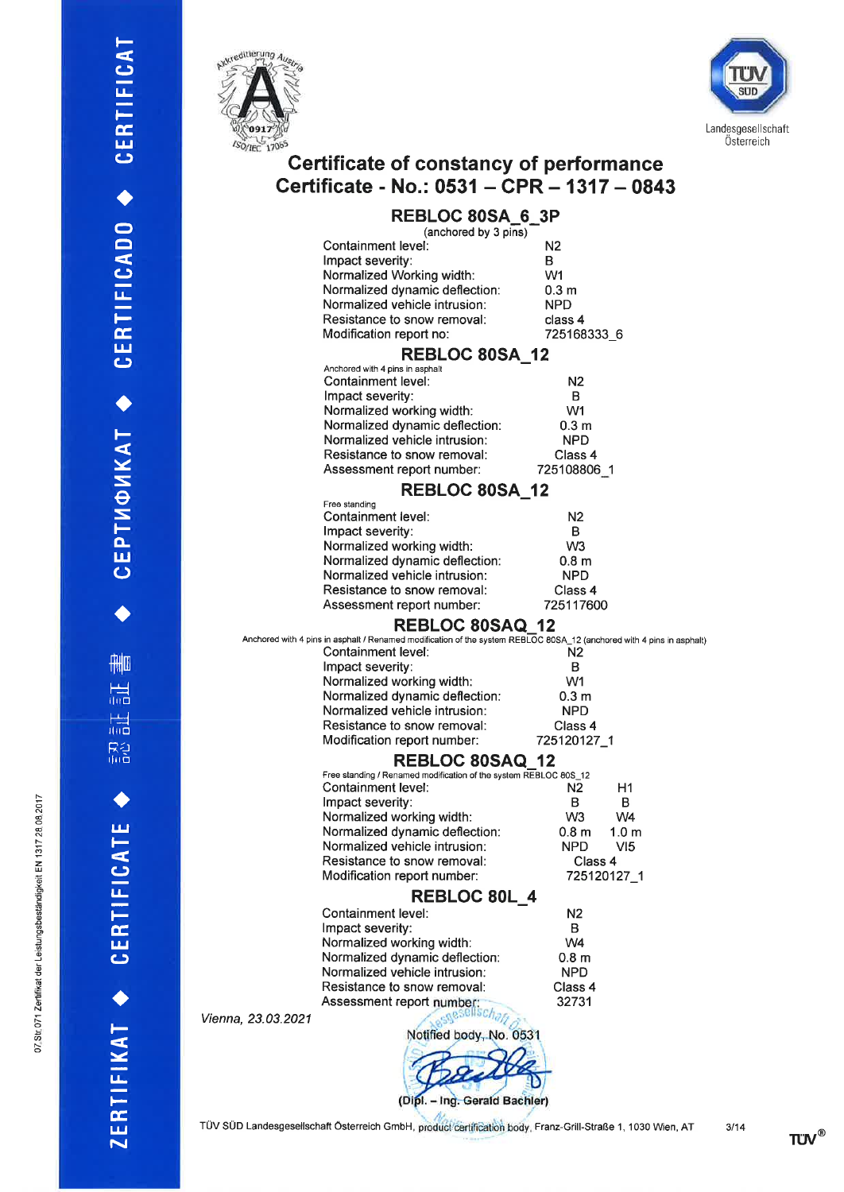Akkreditierung Austria 0917 ISO/IEC 17065

TÜV SÜD Landesgesellschaft Österreich

# Certificate of constancy of performance
# Certificate - No.: 0531 – CPR – 1317 – 0843

## REBLOC 80SA_6_3P

(anchored by 3 pins)

| | |
|---|---|
| Containment level: | N2 |
| Impact severity: | B |
| Normalized Working width: | W1 |
| Normalized dynamic deflection: | 0.3 m |
| Normalized vehicle intrusion: | NPD |
| Resistance to snow removal: | class 4 |
| Modification report no: | 725168333_6 |

## REBLOC 80SA_12

Anchored with 4 pins in asphalt

| | |
|---|---|
| Containment level: | N2 |
| Impact severity: | B |
| Normalized working width: | W1 |
| Normalized dynamic deflection: | 0.3 m |
| Normalized vehicle intrusion: | NPD |
| Resistance to snow removal: | Class 4 |
| Assessment report number: | 725108806_1 |

## REBLOC 80SA_12

Free standing

| | |
|---|---|
| Containment level: | N2 |
| Impact severity: | B |
| Normalized working width: | W3 |
| Normalized dynamic deflection: | 0.8 m |
| Normalized vehicle intrusion: | NPD |
| Resistance to snow removal: | Class 4 |
| Assessment report number: | 725117600 |

## REBLOC 80SAQ_12

Anchored with 4 pins in asphalt / Renamed modification of the system REBLOC 80SA_12 (anchored with 4 pins in asphalt)

| | |
|---|---|
| Containment level: | N2 |
| Impact severity: | B |
| Normalized working width: | W1 |
| Normalized dynamic deflection: | 0.3 m |
| Normalized vehicle intrusion: | NPD |
| Resistance to snow removal: | Class 4 |
| Modification report number: | 725120127_1 |

## REBLOC 80SAQ_12

Free standing / Renamed modification of the system REBLOC 80S_12

| | | |
|---|---|---|
| Containment level: | N2 | H1 |
| Impact severity: | B | B |
| Normalized working width: | W3 | W4 |
| Normalized dynamic deflection: | 0.8 m | 1.0 m |
| Normalized vehicle intrusion: | NPD | VI5 |
| Resistance to snow removal: | Class 4 | |
| Modification report number: | 725120127_1 | |

## REBLOC 80L_4

| | |
|---|---|
| Containment level: | N2 |
| Impact severity: | B |
| Normalized working width: | W4 |
| Normalized dynamic deflection: | 0.8 m |
| Normalized vehicle intrusion: | NPD |
| Resistance to snow removal: | Class 4 |
| Assessment report number: | 32731 |

*Vienna, 23.03.2021*

Notified body, No. 0531

(Dipl. – Ing. Gerald Bachler)

TÜV SÜD Landesgesellschaft Österreich GmbH, product certification body, Franz-Grill-Straße 1, 1030 Wien, AT

07.Str.071 Zertifikat der Leistungsbeständigkeit EN 1317 28.08.2017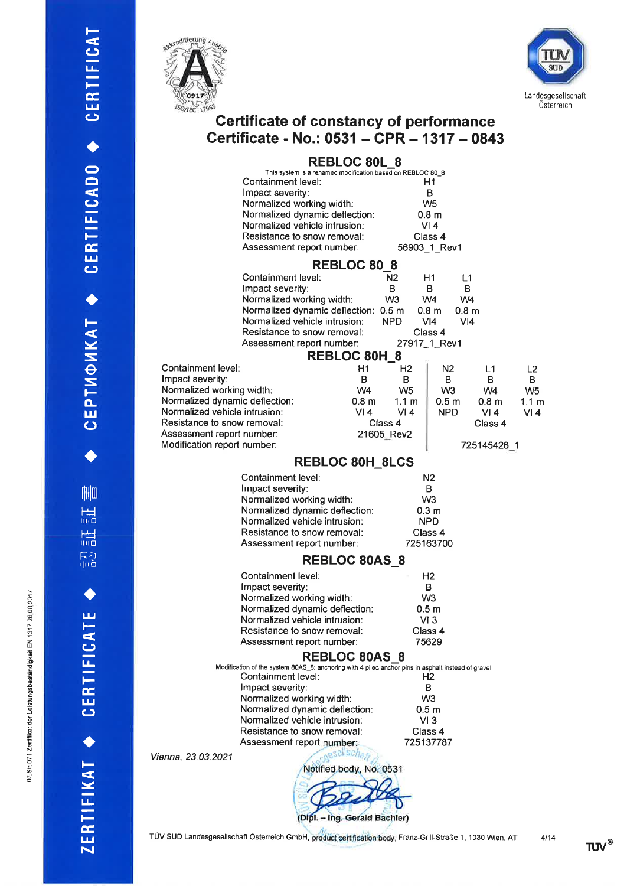# Certificate of constancy of performance

# Certificate - No.: 0531 – CPR – 1317 – 0843

## REBLOC 80L_8

This system is a renamed modification based on REBLOC 80_8

| | |
|---|---|
| Containment level: | H1 |
| Impact severity: | B |
| Normalized working width: | W5 |
| Normalized dynamic deflection: | 0.8 m |
| Normalized vehicle intrusion: | VI 4 |
| Resistance to snow removal: | Class 4 |
| Assessment report number: | 56903_1_Rev1 |

## REBLOC 80_8

| | | | |
|---|---|---|---|
| Containment level: | N2 | H1 | L1 |
| Impact severity: | B | B | B |
| Normalized working width: | W3 | W4 | W4 |
| Normalized dynamic deflection: | 0.5 m | 0.8 m | 0.8 m |
| Normalized vehicle intrusion: | NPD | VI4 | VI4 |
| Resistance to snow removal: | | Class 4 | |
| Assessment report number: | | 27917_1_Rev1 | |

## REBLOC 80H_8

| | | | | | |
|---|---|---|---|---|---|
| Containment level: | H1 | H2 | N2 | L1 | L2 |
| Impact severity: | B | B | B | B | B |
| Normalized working width: | W4 | W5 | W3 | W4 | W5 |
| Normalized dynamic deflection: | 0.8 m | 1.1 m | 0.5 m | 0.8 m | 1.1 m |
| Normalized vehicle intrusion: | VI 4 | VI 4 | NPD | VI 4 | VI 4 |
| Resistance to snow removal: | Class 4 | | | Class 4 | |
| Assessment report number: | 21605_Rev2 | | | | |
| Modification report number: | | | | 725145426_1 | |

## REBLOC 80H_8LCS

| | |
|---|---|
| Containment level: | N2 |
| Impact severity: | B |
| Normalized working width: | W3 |
| Normalized dynamic deflection: | 0.3 m |
| Normalized vehicle intrusion: | NPD |
| Resistance to snow removal: | Class 4 |
| Assessment report number: | 725163700 |

## REBLOC 80AS_8

| | |
|---|---|
| Containment level: | H2 |
| Impact severity: | B |
| Normalized working width: | W3 |
| Normalized dynamic deflection: | 0.5 m |
| Normalized vehicle intrusion: | VI 3 |
| Resistance to snow removal: | Class 4 |
| Assessment report number: | 75629 |

## REBLOC 80AS_8

Modification of the system 80AS_8: anchoring with 4 piled anchor pins in asphalt instead of gravel

| | |
|---|---|
| Containment level: | H2 |
| Impact severity: | B |
| Normalized working width: | W3 |
| Normalized dynamic deflection: | 0.5 m |
| Normalized vehicle intrusion: | VI 3 |
| Resistance to snow removal: | Class 4 |
| Assessment report number: | 725137787 |

*Vienna, 23.03.2021*

Notified body, No. 0531

(Dipl. – Ing. Gerald Bachler)

TÜV SÜD Landesgesellschaft Österreich GmbH, product certification body, Franz-Grill-Straße 1, 1030 Wien, AT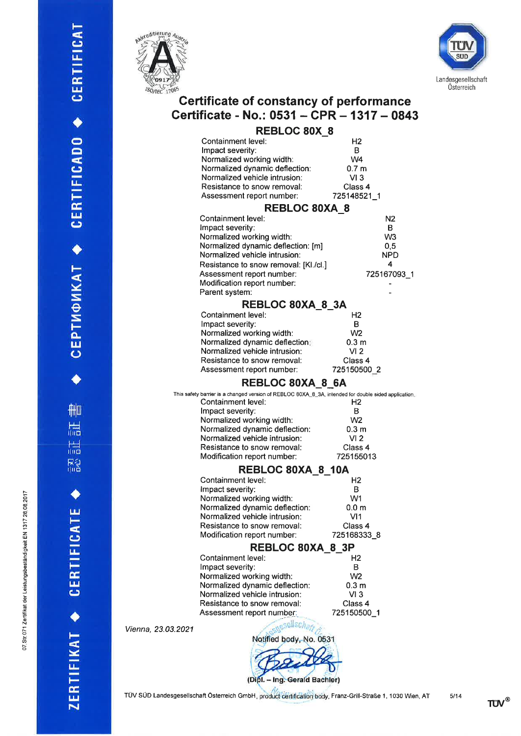Landesgesellschaft Österreich

# Certificate of constancy of performance

# Certificate - No.: 0531 – CPR – 1317 – 0843

## REBLOC 80X_8

| | |
|---|---|
| Containment level: | H2 |
| Impact severity: | B |
| Normalized working width: | W4 |
| Normalized dynamic deflection: | 0.7 m |
| Normalized vehicle intrusion: | VI 3 |
| Resistance to snow removal: | Class 4 |
| Assessment report number: | 725148521_1 |

## REBLOC 80XA_8

| | |
|---|---|
| Containment level: | N2 |
| Impact severity: | B |
| Normalized working width: | W3 |
| Normalized dynamic deflection: [m] | 0,5 |
| Normalized vehicle intrusion: | NPD |
| Resistance to snow removal: [Kl./cl.] | 4 |
| Assessment report number: | 725167093_1 |
| Modification report number: | - |
| Parent system: | - |

## REBLOC 80XA_8_3A

| | |
|---|---|
| Containment level: | H2 |
| Impact severity: | B |
| Normalized working width: | W2 |
| Normalized dynamic deflection: | 0.3 m |
| Normalized vehicle intrusion: | VI 2 |
| Resistance to snow removal: | Class 4 |
| Assessment report number: | 725150500_2 |

## REBLOC 80XA_8_6A

This safety barrier is a changed version of REBLOC 80XA_8_3A, intended for double sided application.

| | |
|---|---|
| Containment level: | H2 |
| Impact severity: | B |
| Normalized working width: | W2 |
| Normalized dynamic deflection: | 0.3 m |
| Normalized vehicle intrusion: | VI 2 |
| Resistance to snow removal: | Class 4 |
| Modification report number: | 725155013 |

## REBLOC 80XA_8_10A

| | |
|---|---|
| Containment level: | H2 |
| Impact severity: | B |
| Normalized working width: | W1 |
| Normalized dynamic deflection: | 0.0 m |
| Normalized vehicle intrusion: | VI1 |
| Resistance to snow removal: | Class 4 |
| Modification report number: | 725168333_8 |

## REBLOC 80XA_8_3P

| | |
|---|---|
| Containment level: | H2 |
| Impact severity: | B |
| Normalized working width: | W2 |
| Normalized dynamic deflection: | 0.3 m |
| Normalized vehicle intrusion: | VI 3 |
| Resistance to snow removal: | Class 4 |
| Assessment report number: | 725150500_1 |

*Vienna, 23.03.2021*

Notified body, No. 0531

(Dipl. – Ing. Gerald Bachler)

TÜV SÜD Landesgesellschaft Österreich GmbH, product certification body, Franz-Grill-Straße 1, 1030 Wien, AT

07 Str.071 Zertifikat der Leistungsbeständigkeit EN 1317 28.08.2017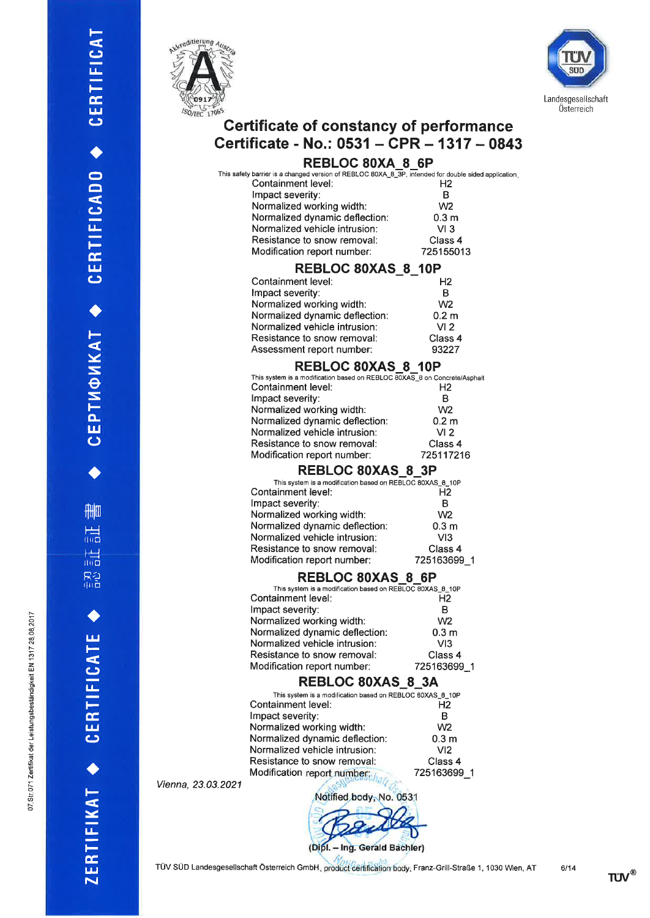# Certificate of constancy of performance

## Certificate - No.: 0531 – CPR – 1317 – 0843

### REBLOC 80XA_8_6P

This safety barrier is a changed version of REBLOC 80XA_8_3P, intended for double sided application.

| | |
|---|---|
| Containment level: | H2 |
| Impact severity: | B |
| Normalized working width: | W2 |
| Normalized dynamic deflection: | 0.3 m |
| Normalized vehicle intrusion: | VI 3 |
| Resistance to snow removal: | Class 4 |
| Modification report number: | 725155013 |

### REBLOC 80XAS_8_10P

| | |
|---|---|
| Containment level: | H2 |
| Impact severity: | B |
| Normalized working width: | W2 |
| Normalized dynamic deflection: | 0.2 m |
| Normalized vehicle intrusion: | VI 2 |
| Resistance to snow removal: | Class 4 |
| Assessment report number: | 93227 |

### REBLOC 80XAS_8_10P

This system is a modification based on REBLOC 80XAS_8 on Concrete/Asphalt

| | |
|---|---|
| Containment level: | H2 |
| Impact severity: | B |
| Normalized working width: | W2 |
| Normalized dynamic deflection: | 0.2 m |
| Normalized vehicle intrusion: | VI 2 |
| Resistance to snow removal: | Class 4 |
| Modification report number: | 725117216 |

### REBLOC 80XAS_8_3P

This system is a modification based on REBLOC 80XAS_8_10P

| | |
|---|---|
| Containment level: | H2 |
| Impact severity: | B |
| Normalized working width: | W2 |
| Normalized dynamic deflection: | 0.3 m |
| Normalized vehicle intrusion: | VI3 |
| Resistance to snow removal: | Class 4 |
| Modification report number: | 725163699_1 |

### REBLOC 80XAS_8_6P

This system is a modification based on REBLOC 80XAS_8_10P

| | |
|---|---|
| Containment level: | H2 |
| Impact severity: | B |
| Normalized working width: | W2 |
| Normalized dynamic deflection: | 0.3 m |
| Normalized vehicle intrusion: | VI3 |
| Resistance to snow removal: | Class 4 |
| Modification report number: | 725163699_1 |

### REBLOC 80XAS_8_3A

This system is a modification based on REBLOC 80XAS_8_10P

| | |
|---|---|
| Containment level: | H2 |
| Impact severity: | B |
| Normalized working width: | W2 |
| Normalized dynamic deflection: | 0.3 m |
| Normalized vehicle intrusion: | VI2 |
| Resistance to snow removal: | Class 4 |
| Modification report number: | 725163699_1 |

*Vienna, 23.03.2021*

Notified body, No. 0531

(Dipl. – Ing. Gerald Bachler)

TÜV SÜD Landesgesellschaft Österreich GmbH, product certification body, Franz-Grill-Straße 1, 1030 Wien, AT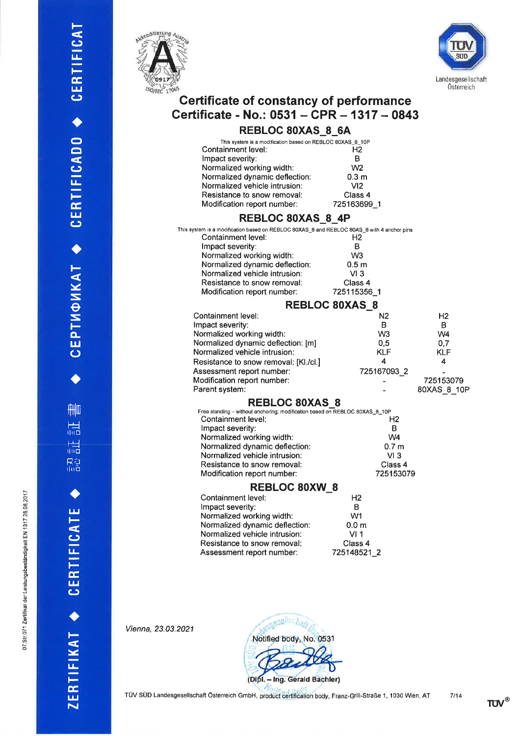Akkreditierung Austria 0917 ISO/IEC 17065

TÜV SÜD Landesgesellschaft Österreich

# Certificate of constancy of performance
# Certificate - No.: 0531 – CPR – 1317 – 0843

## REBLOC 80XAS_8_6A

This system is a modification based on REBLOC 80XAS_8_10P

| | |
|---|---|
| Containment level: | H2 |
| Impact severity: | B |
| Normalized working width: | W2 |
| Normalized dynamic deflection: | 0.3 m |
| Normalized vehicle intrusion: | VI2 |
| Resistance to snow removal: | Class 4 |
| Modification report number: | 725163699_1 |

## REBLOC 80XAS_8_4P

This system is a modification based on REBLOC 80XAS_8 and REBLOC 80AS_8 with 4 anchor pins

| | |
|---|---|
| Containment level: | H2 |
| Impact severity: | B |
| Normalized working width: | W3 |
| Normalized dynamic deflection: | 0.5 m |
| Normalized vehicle intrusion: | VI 3 |
| Resistance to snow removal: | Class 4 |
| Modification report number: | 725115356_1 |

## REBLOC 80XAS_8

| | | |
|---|---|---|
| Containment level: | N2 | H2 |
| Impact severity: | B | B |
| Normalized working width: | W3 | W4 |
| Normalized dynamic deflection: [m] | 0,5 | 0,7 |
| Normalized vehicle intrusion: | KLF | KLF |
| Resistance to snow removal: [Kl./cl.] | 4 | 4 |
| Assessment report number: | 725167093_2 | - |
| Modification report number: | - | 725153079 |
| Parent system: | - | 80XAS_8_10P |

## REBLOC 80XAS_8

Free standing – without anchoring; modification based on REBLOC 80XAS_8_10P

| | |
|---|---|
| Containment level: | H2 |
| Impact severity: | B |
| Normalized working width: | W4 |
| Normalized dynamic deflection: | 0.7 m |
| Normalized vehicle intrusion: | VI 3 |
| Resistance to snow removal: | Class 4 |
| Modification report number: | 725153079 |

## REBLOC 80XW_8

| | |
|---|---|
| Containment level: | H2 |
| Impact severity: | B |
| Normalized working width: | W1 |
| Normalized dynamic deflection: | 0.0 m |
| Normalized vehicle intrusion: | VI 1 |
| Resistance to snow removal: | Class 4 |
| Assessment report number: | 725148521_2 |

*Vienna, 23.03.2021*

Notified body, No. 0531

(Dipl. – Ing. Gerald Bachler)

TÜV SÜD Landesgesellschaft Österreich GmbH, product certification body, Franz-Grill-Straße 1, 1030 Wien, AT

07.St.071 Zertifikat der Leistungsbeständigkeit EN 1317 28.08.2017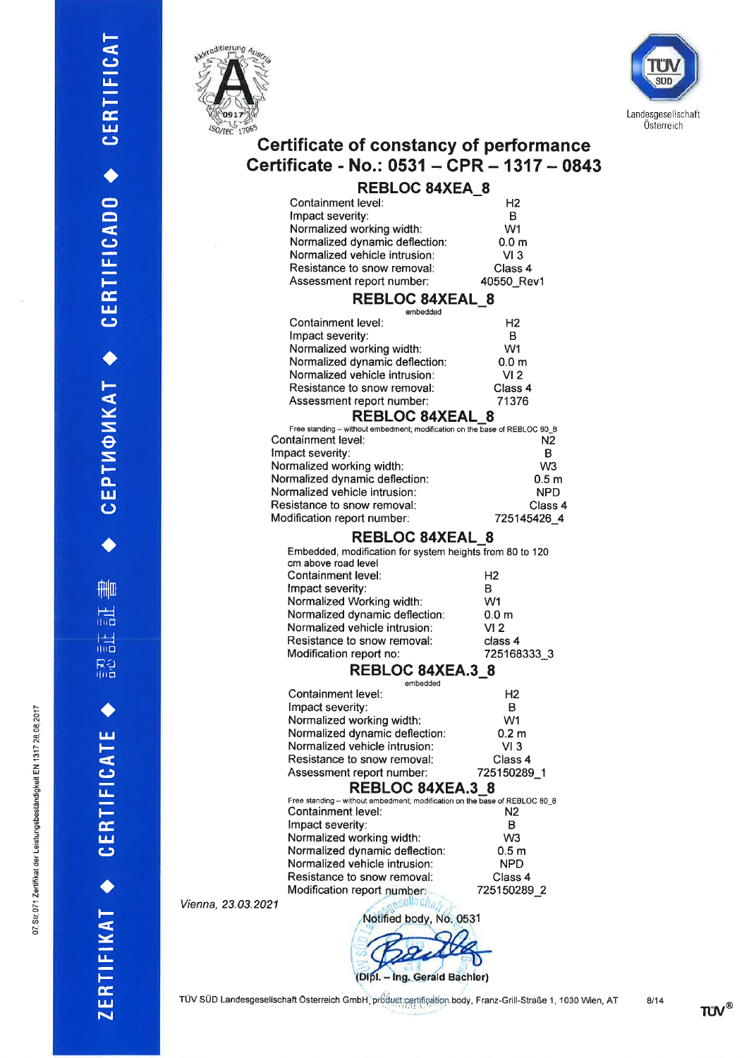# Certificate of constancy of performance

# Certificate - No.: 0531 – CPR – 1317 – 0843

## REBLOC 84XEA_8

| | |
|---|---|
| Containment level: | H2 |
| Impact severity: | B |
| Normalized working width: | W1 |
| Normalized dynamic deflection: | 0.0 m |
| Normalized vehicle intrusion: | VI 3 |
| Resistance to snow removal: | Class 4 |
| Assessment report number: | 40550_Rev1 |

## REBLOC 84XEAL_8

embedded

| | |
|---|---|
| Containment level: | H2 |
| Impact severity: | B |
| Normalized working width: | W1 |
| Normalized dynamic deflection: | 0.0 m |
| Normalized vehicle intrusion: | VI 2 |
| Resistance to snow removal: | Class 4 |
| Assessment report number: | 71376 |

## REBLOC 84XEAL_8

Free standing – without embedment; modification on the base of REBLOC 80_8

| | |
|---|---|
| Containment level: | N2 |
| Impact severity: | B |
| Normalized working width: | W3 |
| Normalized dynamic deflection: | 0.5 m |
| Normalized vehicle intrusion: | NPD |
| Resistance to snow removal: | Class 4 |
| Modification report number: | 725145426_4 |

## REBLOC 84XEAL_8

Embedded, modification for system heights from 80 to 120 cm above road level

| | |
|---|---|
| Containment level: | H2 |
| Impact severity: | B |
| Normalized Working width: | W1 |
| Normalized dynamic deflection: | 0.0 m |
| Normalized vehicle intrusion: | VI 2 |
| Resistance to snow removal: | class 4 |
| Modification report no: | 725168333_3 |

## REBLOC 84XEA.3_8

embedded

| | |
|---|---|
| Containment level: | H2 |
| Impact severity: | B |
| Normalized working width: | W1 |
| Normalized dynamic deflection: | 0.2 m |
| Normalized vehicle intrusion: | VI 3 |
| Resistance to snow removal: | Class 4 |
| Assessment report number: | 725150289_1 |

## REBLOC 84XEA.3_8

Free standing – without embedment; modification on the base of REBLOC 80_8

| | |
|---|---|
| Containment level: | N2 |
| Impact severity: | B |
| Normalized working width: | W3 |
| Normalized dynamic deflection: | 0.5 m |
| Normalized vehicle intrusion: | NPD |
| Resistance to snow removal: | Class 4 |
| Modification report number: | 725150289_2 |

*Vienna, 23.03.2021*

Notified body, No. 0531

(Dipl. – Ing. Gerald Bachler)

TÜV SÜD Landesgesellschaft Österreich GmbH, product certification body, Franz-Grill-Straße 1, 1030 Wien, AT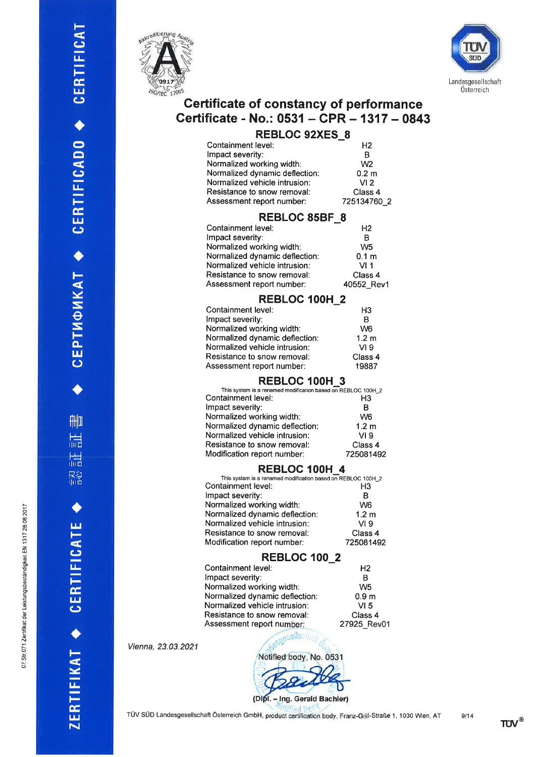# Certificate of constancy of performance

# Certificate - No.: 0531 – CPR – 1317 – 0843

## REBLOC 92XES_8

| | |
|---|---|
| Containment level: | H2 |
| Impact severity: | B |
| Normalized working width: | W2 |
| Normalized dynamic deflection: | 0.2 m |
| Normalized vehicle intrusion: | VI 2 |
| Resistance to snow removal: | Class 4 |
| Assessment report number: | 725134760_2 |

## REBLOC 85BF_8

| | |
|---|---|
| Containment level: | H2 |
| Impact severity: | B |
| Normalized working width: | W5 |
| Normalized dynamic deflection: | 0.1 m |
| Normalized vehicle intrusion: | VI 1 |
| Resistance to snow removal: | Class 4 |
| Assessment report number: | 40552_Rev1 |

## REBLOC 100H_2

| | |
|---|---|
| Containment level: | H3 |
| Impact severity: | B |
| Normalized working width: | W6 |
| Normalized dynamic deflection: | 1.2 m |
| Normalized vehicle intrusion: | VI 9 |
| Resistance to snow removal: | Class 4 |
| Assessment report number: | 19887 |

## REBLOC 100H_3

This system is a renamed modification based on REBLOC 100H_2

| | |
|---|---|
| Containment level: | H3 |
| Impact severity: | B |
| Normalized working width: | W6 |
| Normalized dynamic deflection: | 1.2 m |
| Normalized vehicle intrusion: | VI 9 |
| Resistance to snow removal: | Class 4 |
| Modification report number: | 725081492 |

## REBLOC 100H_4

This system is a renamed modification based on REBLOC 100H_2

| | |
|---|---|
| Containment level: | H3 |
| Impact severity: | B |
| Normalized working width: | W6 |
| Normalized dynamic deflection: | 1.2 m |
| Normalized vehicle intrusion: | VI 9 |
| Resistance to snow removal: | Class 4 |
| Modification report number: | 725081492 |

## REBLOC 100_2

| | |
|---|---|
| Containment level: | H2 |
| Impact severity: | B |
| Normalized working width: | W5 |
| Normalized dynamic deflection: | 0.9 m |
| Normalized vehicle intrusion: | VI 5 |
| Resistance to snow removal: | Class 4 |
| Assessment report number: | 27925_Rev01 |

*Vienna, 23.03.2021*

Notified body, No. 0531

(Dipl. – Ing. Gerald Bachler)

TÜV SÜD Landesgesellschaft Österreich GmbH, product certification body, Franz-Grill-Straße 1, 1030 Wien, AT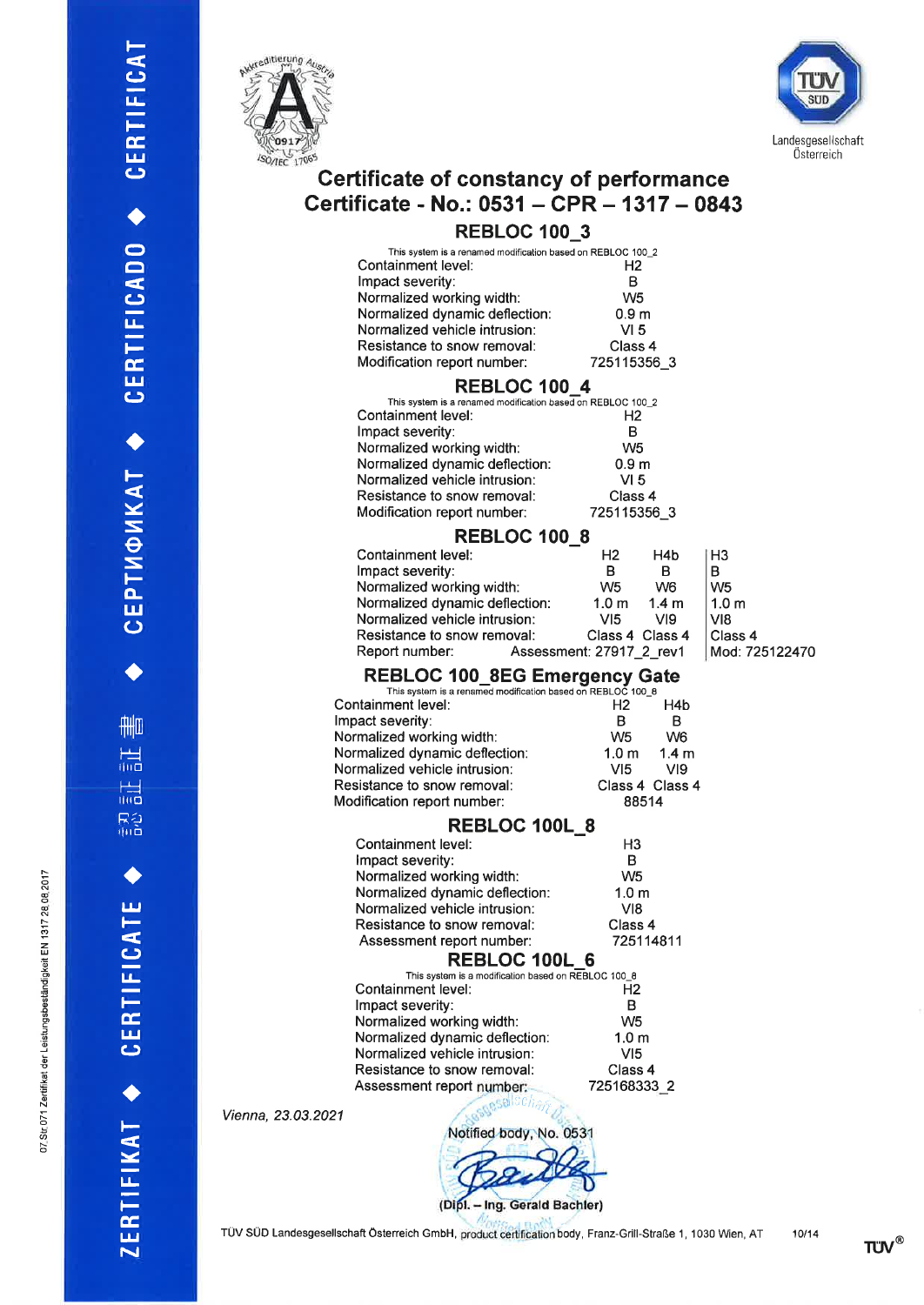# Certificate of constancy of performance

# Certificate - No.: 0531 – CPR – 1317 – 0843

## REBLOC 100_3

This system is a renamed modification based on REBLOC 100_2

| | |
|---|---|
| Containment level: | H2 |
| Impact severity: | B |
| Normalized working width: | W5 |
| Normalized dynamic deflection: | 0.9 m |
| Normalized vehicle intrusion: | VI 5 |
| Resistance to snow removal: | Class 4 |
| Modification report number: | 725115356_3 |

## REBLOC 100_4

This system is a renamed modification based on REBLOC 100_2

| | |
|---|---|
| Containment level: | H2 |
| Impact severity: | B |
| Normalized working width: | W5 |
| Normalized dynamic deflection: | 0.9 m |
| Normalized vehicle intrusion: | VI 5 |
| Resistance to snow removal: | Class 4 |
| Modification report number: | 725115356_3 |

## REBLOC 100_8

| | | | |
|---|---|---|---|
| Containment level: | H2 | H4b | H3 |
| Impact severity: | B | B | B |
| Normalized working width: | W5 | W6 | W5 |
| Normalized dynamic deflection: | 1.0 m | 1.4 m | 1.0 m |
| Normalized vehicle intrusion: | VI5 | VI9 | VI8 |
| Resistance to snow removal: | Class 4 | Class 4 | Class 4 |
| Report number: | Assessment: 27917_2_rev1 | | Mod: 725122470 |

## REBLOC 100_8EG Emergency Gate

This system is a renamed modification based on REBLOC 100_8

| | | |
|---|---|---|
| Containment level: | H2 | H4b |
| Impact severity: | B | B |
| Normalized working width: | W5 | W6 |
| Normalized dynamic deflection: | 1.0 m | 1.4 m |
| Normalized vehicle intrusion: | VI5 | VI9 |
| Resistance to snow removal: | Class 4 | Class 4 |
| Modification report number: | 88514 | |

## REBLOC 100L_8

| | |
|---|---|
| Containment level: | H3 |
| Impact severity: | B |
| Normalized working width: | W5 |
| Normalized dynamic deflection: | 1.0 m |
| Normalized vehicle intrusion: | VI8 |
| Resistance to snow removal: | Class 4 |
| Assessment report number: | 725114811 |

## REBLOC 100L_6

This system is a modification based on REBLOC 100_8

| | |
|---|---|
| Containment level: | H2 |
| Impact severity: | B |
| Normalized working width: | W5 |
| Normalized dynamic deflection: | 1.0 m |
| Normalized vehicle intrusion: | VI5 |
| Resistance to snow removal: | Class 4 |
| Assessment report number: | 725168333_2 |

*Vienna, 23.03.2021*

Notified body, No. 0531

(Dipl. – Ing. Gerald Bachler)

TÜV SÜD Landesgesellschaft Österreich GmbH, product certification body, Franz-Grill-Straße 1, 1030 Wien, AT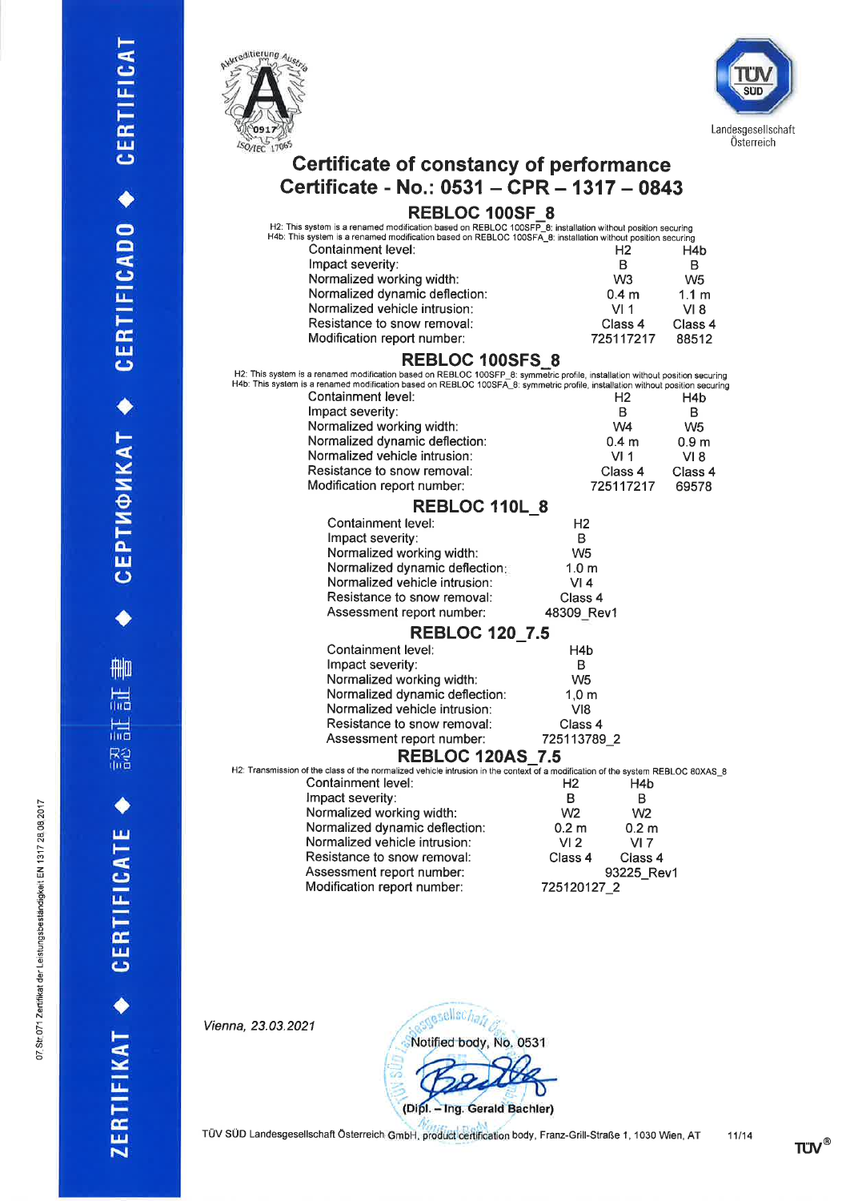Akkreditierung Austria 0917 ISO/IEC 17065

TÜV SÜD Landesgesellschaft Österreich

# Certificate of constancy of performance

# Certificate - No.: 0531 – CPR – 1317 – 0843

## REBLOC 100SF_8

H2: This system is a renamed modification based on REBLOC 100SFP_8: installation without position securing
H4b: This system is a renamed modification based on REBLOC 100SFA_8: installation without position securing

| | | |
|---|---|---|
| Containment level: | H2 | H4b |
| Impact severity: | B | B |
| Normalized working width: | W3 | W5 |
| Normalized dynamic deflection: | 0.4 m | 1.1 m |
| Normalized vehicle intrusion: | VI 1 | VI 8 |
| Resistance to snow removal: | Class 4 | Class 4 |
| Modification report number: | 725117217 | 88512 |

## REBLOC 100SFS_8

H2: This system is a renamed modification based on REBLOC 100SFP_8: symmetric profile, installation without position securing
H4b: This system is a renamed modification based on REBLOC 100SFA_8: symmetric profile, installation without position securing

| | | |
|---|---|---|
| Containment level: | H2 | H4b |
| Impact severity: | B | B |
| Normalized working width: | W4 | W5 |
| Normalized dynamic deflection: | 0.4 m | 0.9 m |
| Normalized vehicle intrusion: | VI 1 | VI 8 |
| Resistance to snow removal: | Class 4 | Class 4 |
| Modification report number: | 725117217 | 69578 |

## REBLOC 110L_8

| | |
|---|---|
| Containment level: | H2 |
| Impact severity: | B |
| Normalized working width: | W5 |
| Normalized dynamic deflection: | 1.0 m |
| Normalized vehicle intrusion: | VI 4 |
| Resistance to snow removal: | Class 4 |
| Assessment report number: | 48309_Rev1 |

## REBLOC 120_7.5

| | |
|---|---|
| Containment level: | H4b |
| Impact severity: | B |
| Normalized working width: | W5 |
| Normalized dynamic deflection: | 1,0 m |
| Normalized vehicle intrusion: | VI8 |
| Resistance to snow removal: | Class 4 |
| Assessment report number: | 725113789_2 |

## REBLOC 120AS_7.5

H2: Transmission of the class of the normalized vehicle intrusion in the context of a modification of the system REBLOC 80XAS_8

| | | |
|---|---|---|
| Containment level: | H2 | H4b |
| Impact severity: | B | B |
| Normalized working width: | W2 | W2 |
| Normalized dynamic deflection: | 0.2 m | 0.2 m |
| Normalized vehicle intrusion: | VI 2 | VI 7 |
| Resistance to snow removal: | Class 4 | Class 4 |
| Assessment report number: | | 93225_Rev1 |
| Modification report number: | 725120127_2 | |

*Vienna, 23.03.2021*

Notified body, No. 0531

(Dipl. – Ing. Gerald Bachler)

TÜV SÜD Landesgesellschaft Österreich GmbH, product certification body, Franz-Grill-Straße 1, 1030 Wien, AT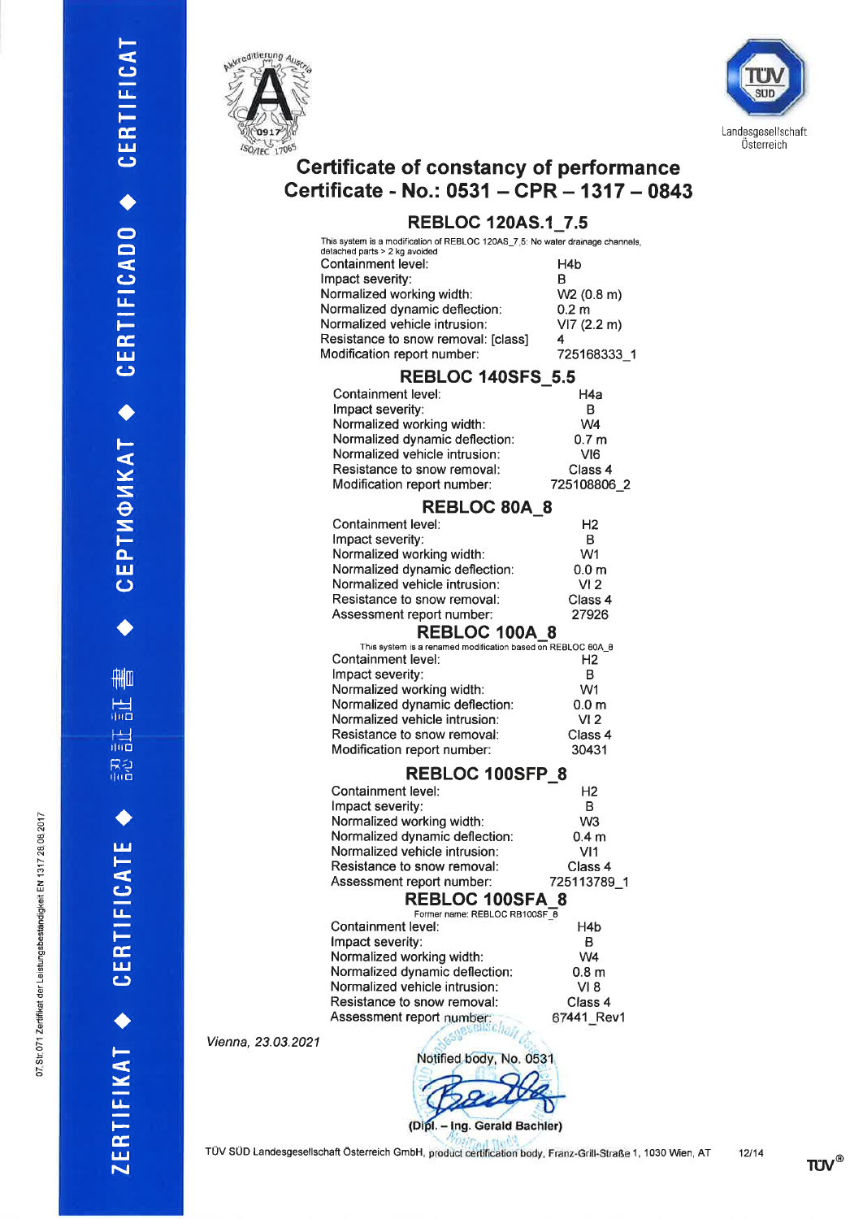# Certificate of constancy of performance

# Certificate - No.: 0531 – CPR – 1317 – 0843

## REBLOC 120AS.1_7.5

This system is a modification of REBLOC 120AS_7.5: No water drainage channels, detached parts > 2 kg avoided

| | |
|---|---|
| Containment level: | H4b |
| Impact severity: | B |
| Normalized working width: | W2 (0.8 m) |
| Normalized dynamic deflection: | 0.2 m |
| Normalized vehicle intrusion: | VI7 (2.2 m) |
| Resistance to snow removal: [class] | 4 |
| Modification report number: | 725168333_1 |

## REBLOC 140SFS_5.5

| | |
|---|---|
| Containment level: | H4a |
| Impact severity: | B |
| Normalized working width: | W4 |
| Normalized dynamic deflection: | 0.7 m |
| Normalized vehicle intrusion: | VI6 |
| Resistance to snow removal: | Class 4 |
| Modification report number: | 725108806_2 |

## REBLOC 80A_8

| | |
|---|---|
| Containment level: | H2 |
| Impact severity: | B |
| Normalized working width: | W1 |
| Normalized dynamic deflection: | 0.0 m |
| Normalized vehicle intrusion: | VI 2 |
| Resistance to snow removal: | Class 4 |
| Assessment report number: | 27926 |

## REBLOC 100A_8

This system is a renamed modification based on REBLOC 80A_8

| | |
|---|---|
| Containment level: | H2 |
| Impact severity: | B |
| Normalized working width: | W1 |
| Normalized dynamic deflection: | 0.0 m |
| Normalized vehicle intrusion: | VI 2 |
| Resistance to snow removal: | Class 4 |
| Modification report number: | 30431 |

## REBLOC 100SFP_8

| | |
|---|---|
| Containment level: | H2 |
| Impact severity: | B |
| Normalized working width: | W3 |
| Normalized dynamic deflection: | 0.4 m |
| Normalized vehicle intrusion: | VI1 |
| Resistance to snow removal: | Class 4 |
| Assessment report number: | 725113789_1 |

## REBLOC 100SFA_8

Former name: REBLOC RB100SF_8

| | |
|---|---|
| Containment level: | H4b |
| Impact severity: | B |
| Normalized working width: | W4 |
| Normalized dynamic deflection: | 0.8 m |
| Normalized vehicle intrusion: | VI 8 |
| Resistance to snow removal: | Class 4 |
| Assessment report number: | 67441_Rev1 |

*Vienna, 23.03.2021*

Notified body, No. 0531

(Dipl. – Ing. Gerald Bachler)

TÜV SÜD Landesgesellschaft Österreich GmbH, product certification body, Franz-Grill-Straße 1, 1030 Wien, AT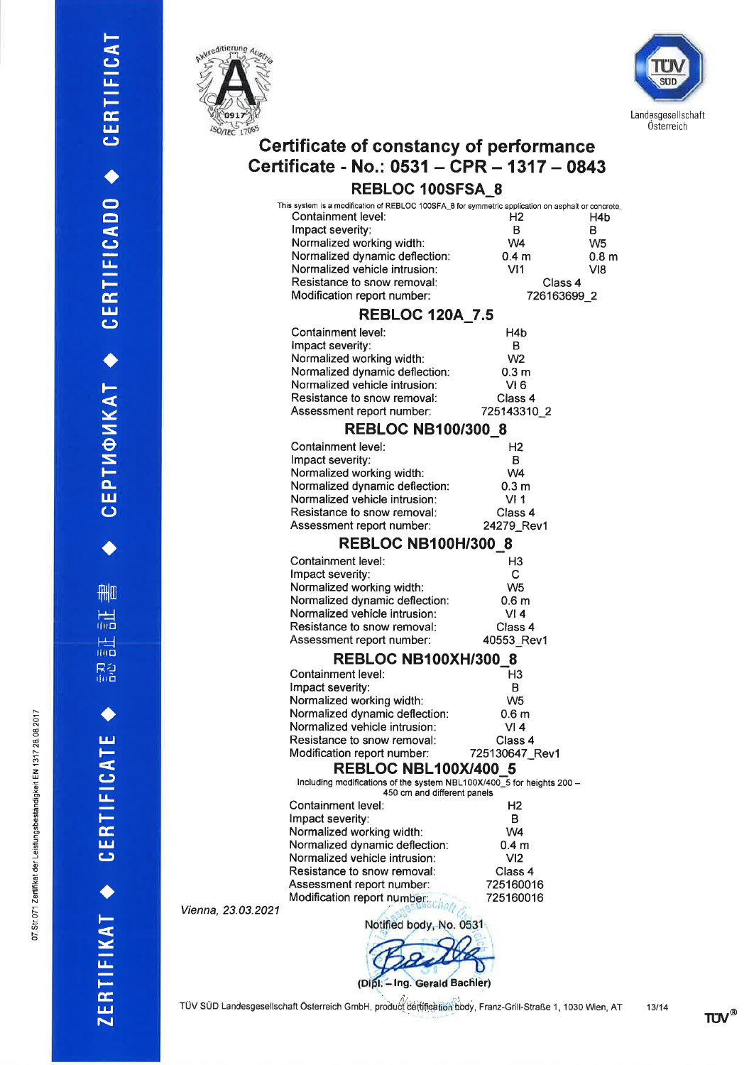# Certificate of constancy of performance

# Certificate - No.: 0531 – CPR – 1317 – 0843

## REBLOC 100SFSA_8

This system is a modification of REBLOC 100SFSA_8 for symmetric application on asphalt or concrete

| | | |
|---|---|---|
| Containment level: | H2 | H4b |
| Impact severity: | B | B |
| Normalized working width: | W4 | W5 |
| Normalized dynamic deflection: | 0.4 m | 0.8 m |
| Normalized vehicle intrusion: | VI1 | VI8 |
| Resistance to snow removal: | Class 4 | |
| Modification report number: | 726163699_2 | |

## REBLOC 120A_7.5

| | |
|---|---|
| Containment level: | H4b |
| Impact severity: | B |
| Normalized working width: | W2 |
| Normalized dynamic deflection: | 0.3 m |
| Normalized vehicle intrusion: | VI 6 |
| Resistance to snow removal: | Class 4 |
| Assessment report number: | 725143310_2 |

## REBLOC NB100/300_8

| | |
|---|---|
| Containment level: | H2 |
| Impact severity: | B |
| Normalized working width: | W4 |
| Normalized dynamic deflection: | 0.3 m |
| Normalized vehicle intrusion: | VI 1 |
| Resistance to snow removal: | Class 4 |
| Assessment report number: | 24279_Rev1 |

## REBLOC NB100H/300_8

| | |
|---|---|
| Containment level: | H3 |
| Impact severity: | C |
| Normalized working width: | W5 |
| Normalized dynamic deflection: | 0.6 m |
| Normalized vehicle intrusion: | VI 4 |
| Resistance to snow removal: | Class 4 |
| Assessment report number: | 40553_Rev1 |

## REBLOC NB100XH/300_8

| | |
|---|---|
| Containment level: | H3 |
| Impact severity: | B |
| Normalized working width: | W5 |
| Normalized dynamic deflection: | 0.6 m |
| Normalized vehicle intrusion: | VI 4 |
| Resistance to snow removal: | Class 4 |
| Modification report number: | 725130647_Rev1 |

## REBLOC NBL100X/400_5

Including modifications of the system NBL100X/400_5 for heights 200 – 450 cm and different panels

| | |
|---|---|
| Containment level: | H2 |
| Impact severity: | B |
| Normalized working width: | W4 |
| Normalized dynamic deflection: | 0.4 m |
| Normalized vehicle intrusion: | VI2 |
| Resistance to snow removal: | Class 4 |
| Assessment report number: | 725160016 |
| Modification report number: | 725160016 |

Vienna, 23.03.2021

Notified body, No. 0531

(Dipl. – Ing. Gerald Bachler)

TÜV SÜD Landesgesellschaft Österreich GmbH, product certification body, Franz-Grill-Straße 1, 1030 Wien, AT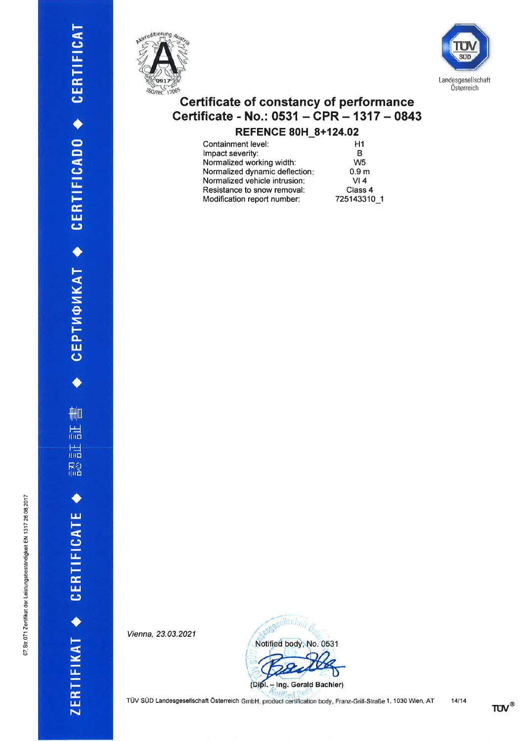# Certificate of constancy of performance

## Certificate - No.: 0531 – CPR – 1317 – 0843

### REFENCE 80H_8+124.02

| | |
|---|---|
| Containment level: | H1 |
| Impact severity: | B |
| Normalized working width: | W5 |
| Normalized dynamic deflection: | 0.9 m |
| Normalized vehicle intrusion: | VI 4 |
| Resistance to snow removal: | Class 4 |
| Modification report number: | 725143310_1 |

*Vienna, 23.03.2021*

Notified body, No. 0531

(Dipl. – Ing. Gerald Bachler)

TÜV SÜD Landesgesellschaft Österreich GmbH, product certification body, Franz-Grill-Straße 1, 1030 Wien, AT